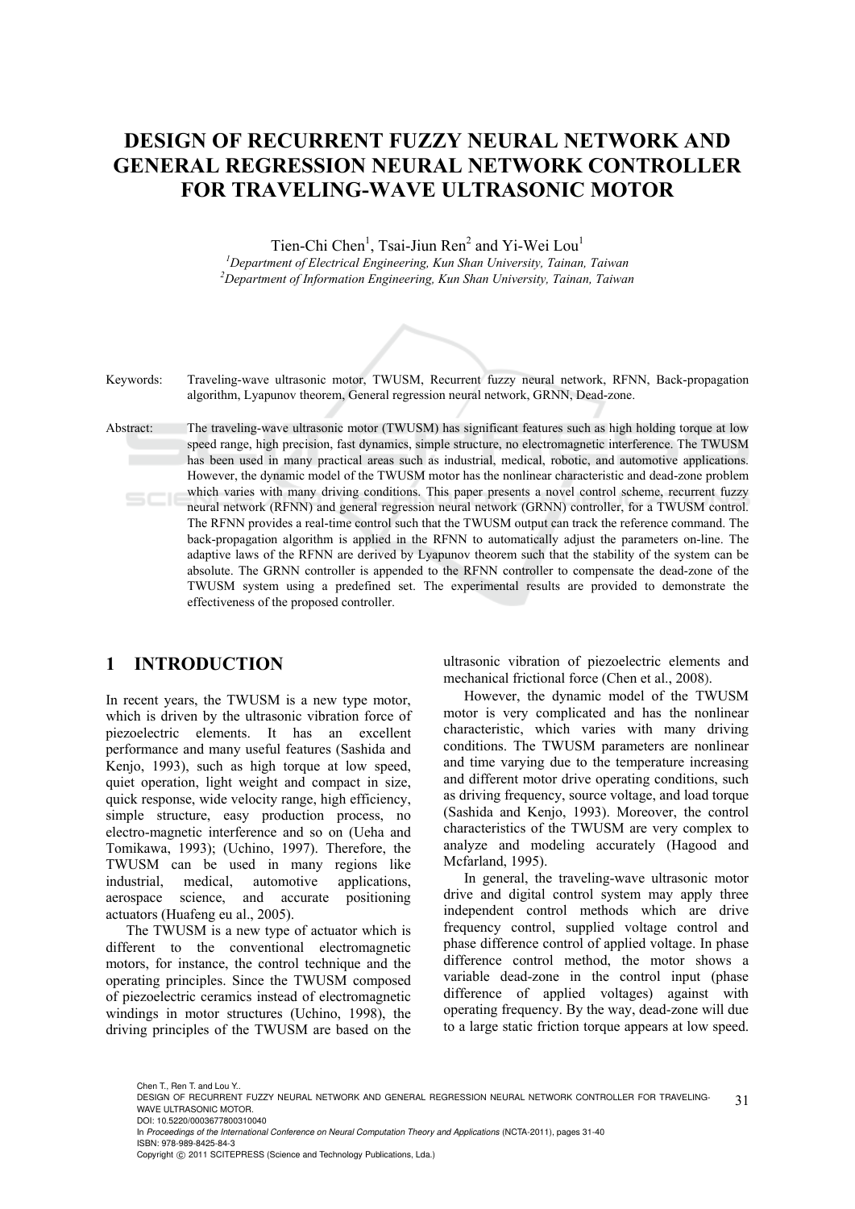# DESIGN OF RECURRENT FUZZY NEURAL NETWORK AND GENERAL REGRESSION NEURAL NETWORK CONTROLLER FOR TRAVELING-WAVE ULTRASONIC MOTOR

Tien-Chi Chen[1], Tsai-Jiun Ren[2] and Yi-Wei Lou[1]

[1]*Department of Electrical Engineering, Kun Shan University, Tainan, Taiwan*
[2]*Department of Information Engineering, Kun Shan University, Tainan, Taiwan*

Keywords: Traveling-wave ultrasonic motor, TWUSM, Recurrent fuzzy neural network, RFNN, Back-propagation algorithm, Lyapunov theorem, General regression neural network, GRNN, Dead-zone.

Abstract: The traveling-wave ultrasonic motor (TWUSM) has significant features such as high holding torque at low speed range, high precision, fast dynamics, simple structure, no electromagnetic interference. The TWUSM has been used in many practical areas such as industrial, medical, robotic, and automotive applications. However, the dynamic model of the TWUSM motor has the nonlinear characteristic and dead-zone problem which varies with many driving conditions. This paper presents a novel control scheme, recurrent fuzzy neural network (RFNN) and general regression neural network (GRNN) controller, for a TWUSM control. The RFNN provides a real-time control such that the TWUSM output can track the reference command. The back-propagation algorithm is applied in the RFNN to automatically adjust the parameters on-line. The adaptive laws of the RFNN are derived by Lyapunov theorem such that the stability of the system can be absolute. The GRNN controller is appended to the RFNN controller to compensate the dead-zone of the TWUSM system using a predefined set. The experimental results are provided to demonstrate the effectiveness of the proposed controller.

## 1 INTRODUCTION

In recent years, the TWUSM is a new type motor, which is driven by the ultrasonic vibration force of piezoelectric elements. It has an excellent performance and many useful features (Sashida and Kenjo, 1993), such as high torque at low speed, quiet operation, light weight and compact in size, quick response, wide velocity range, high efficiency, simple structure, easy production process, no electro-magnetic interference and so on (Ueha and Tomikawa, 1993); (Uchino, 1997). Therefore, the TWUSM can be used in many regions like industrial, medical, automotive applications, aerospace science, and accurate positioning actuators (Huafeng eu al., 2005).

The TWUSM is a new type of actuator which is different to the conventional electromagnetic motors, for instance, the control technique and the operating principles. Since the TWUSM composed of piezoelectric ceramics instead of electromagnetic windings in motor structures (Uchino, 1998), the driving principles of the TWUSM are based on the ultrasonic vibration of piezoelectric elements and mechanical frictional force (Chen et al., 2008).

However, the dynamic model of the TWUSM motor is very complicated and has the nonlinear characteristic, which varies with many driving conditions. The TWUSM parameters are nonlinear and time varying due to the temperature increasing and different motor drive operating conditions, such as driving frequency, source voltage, and load torque (Sashida and Kenjo, 1993). Moreover, the control characteristics of the TWUSM are very complex to analyze and modeling accurately (Hagood and Mcfarland, 1995).

In general, the traveling-wave ultrasonic motor drive and digital control system may apply three independent control methods which are drive frequency control, supplied voltage control and phase difference control of applied voltage. In phase difference control method, the motor shows a variable dead-zone in the control input (phase difference of applied voltages) against with operating frequency. By the way, dead-zone will due to a large static friction torque appears at low speed.

Chen T., Ren T. and Lou Y..
DESIGN OF RECURRENT FUZZY NEURAL NETWORK AND GENERAL REGRESSION NEURAL NETWORK CONTROLLER FOR TRAVELING-WAVE ULTRASONIC MOTOR.
DOI: 10.5220/0003677800310040
In *Proceedings of the International Conference on Neural Computation Theory and Applications* (NCTA-2011), pages 31-40
ISBN: 978-989-8425-84-3
Copyright © 2011 SCITEPRESS (Science and Technology Publications, Lda.)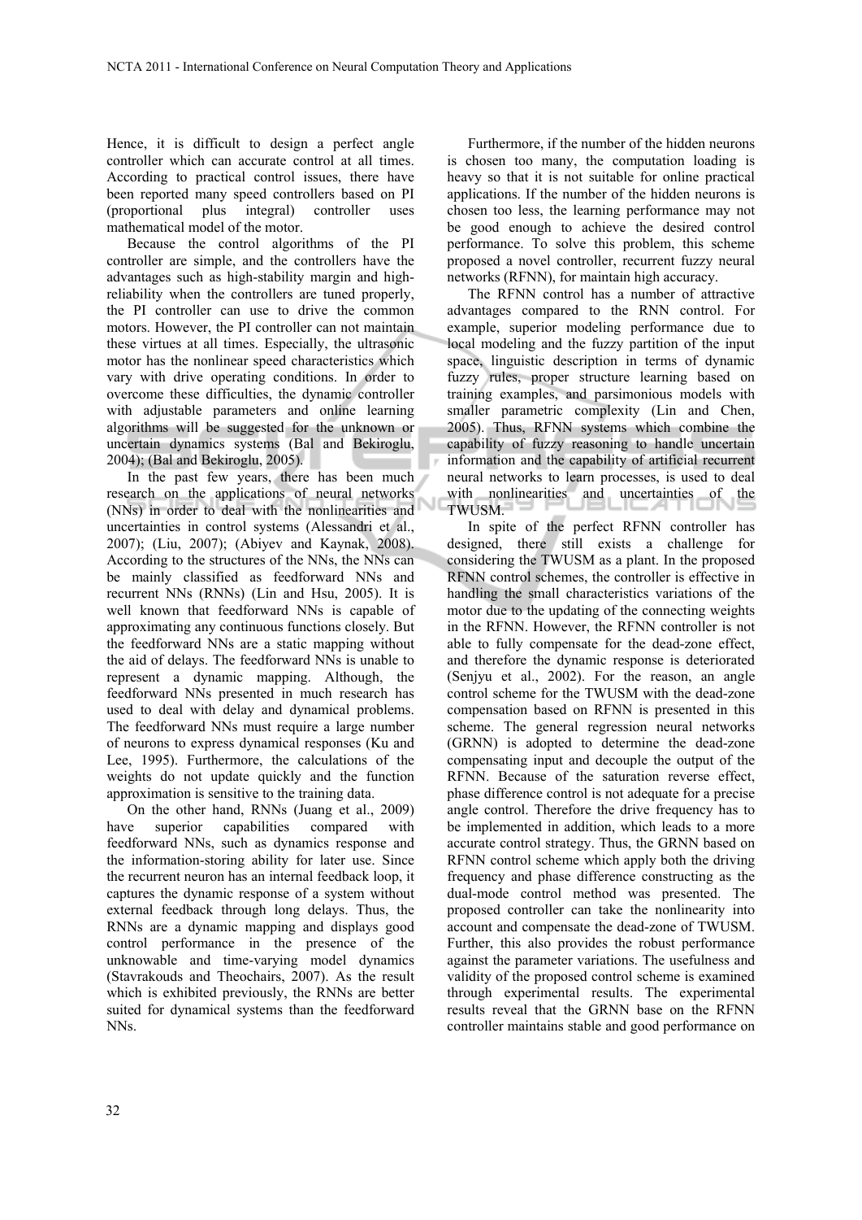Hence, it is difficult to design a perfect angle controller which can accurate control at all times. According to practical control issues, there have been reported many speed controllers based on PI (proportional plus integral) controller uses mathematical model of the motor.

Because the control algorithms of the PI controller are simple, and the controllers have the advantages such as high-stability margin and high-reliability when the controllers are tuned properly, the PI controller can use to drive the common motors. However, the PI controller can not maintain these virtues at all times. Especially, the ultrasonic motor has the nonlinear speed characteristics which vary with drive operating conditions. In order to overcome these difficulties, the dynamic controller with adjustable parameters and online learning algorithms will be suggested for the unknown or uncertain dynamics systems (Bal and Bekiroglu, 2004); (Bal and Bekiroglu, 2005).

In the past few years, there has been much research on the applications of neural networks (NNs) in order to deal with the nonlinearities and uncertainties in control systems (Alessandri et al., 2007); (Liu, 2007); (Abiyev and Kaynak, 2008). According to the structures of the NNs, the NNs can be mainly classified as feedforward NNs and recurrent NNs (RNNs) (Lin and Hsu, 2005). It is well known that feedforward NNs is capable of approximating any continuous functions closely. But the feedforward NNs are a static mapping without the aid of delays. The feedforward NNs is unable to represent a dynamic mapping. Although, the feedforward NNs presented in much research has used to deal with delay and dynamical problems. The feedforward NNs must require a large number of neurons to express dynamical responses (Ku and Lee, 1995). Furthermore, the calculations of the weights do not update quickly and the function approximation is sensitive to the training data.

On the other hand, RNNs (Juang et al., 2009) have superior capabilities compared with feedforward NNs, such as dynamics response and the information-storing ability for later use. Since the recurrent neuron has an internal feedback loop, it captures the dynamic response of a system without external feedback through long delays. Thus, the RNNs are a dynamic mapping and displays good control performance in the presence of the unknowable and time-varying model dynamics (Stavrakouds and Theochairs, 2007). As the result which is exhibited previously, the RNNs are better suited for dynamical systems than the feedforward NNs.

Furthermore, if the number of the hidden neurons is chosen too many, the computation loading is heavy so that it is not suitable for online practical applications. If the number of the hidden neurons is chosen too less, the learning performance may not be good enough to achieve the desired control performance. To solve this problem, this scheme proposed a novel controller, recurrent fuzzy neural networks (RFNN), for maintain high accuracy.

The RFNN control has a number of attractive advantages compared to the RNN control. For example, superior modeling performance due to local modeling and the fuzzy partition of the input space, linguistic description in terms of dynamic fuzzy rules, proper structure learning based on training examples, and parsimonious models with smaller parametric complexity (Lin and Chen, 2005). Thus, RFNN systems which combine the capability of fuzzy reasoning to handle uncertain information and the capability of artificial recurrent neural networks to learn processes, is used to deal with nonlinearities and uncertainties of the TWUSM.

In spite of the perfect RFNN controller has designed, there still exists a challenge for considering the TWUSM as a plant. In the proposed RFNN control schemes, the controller is effective in handling the small characteristics variations of the motor due to the updating of the connecting weights in the RFNN. However, the RFNN controller is not able to fully compensate for the dead-zone effect, and therefore the dynamic response is deteriorated (Senjyu et al., 2002). For the reason, an angle control scheme for the TWUSM with the dead-zone compensation based on RFNN is presented in this scheme. The general regression neural networks (GRNN) is adopted to determine the dead-zone compensating input and decouple the output of the RFNN. Because of the saturation reverse effect, phase difference control is not adequate for a precise angle control. Therefore the drive frequency has to be implemented in addition, which leads to a more accurate control strategy. Thus, the GRNN based on RFNN control scheme which apply both the driving frequency and phase difference constructing as the dual-mode control method was presented. The proposed controller can take the nonlinearity into account and compensate the dead-zone of TWUSM. Further, this also provides the robust performance against the parameter variations. The usefulness and validity of the proposed control scheme is examined through experimental results. The experimental results reveal that the GRNN base on the RFNN controller maintains stable and good performance on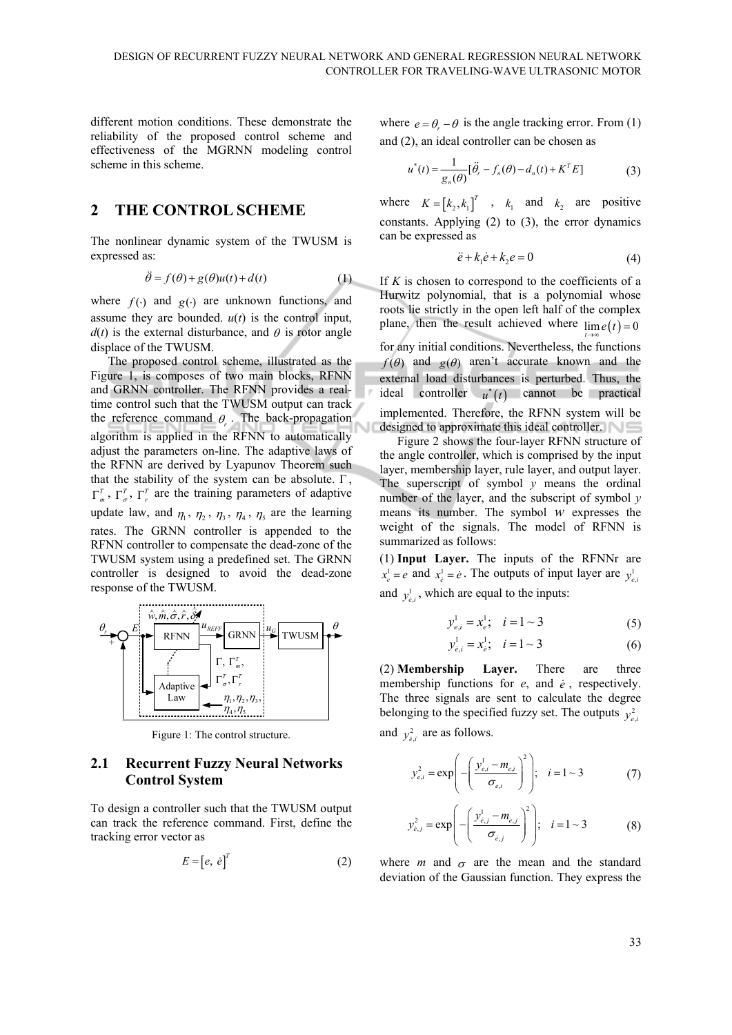different motion conditions. These demonstrate the reliability of the proposed control scheme and effectiveness of the MGRNN modeling control scheme in this scheme.

## 2 THE CONTROL SCHEME

The nonlinear dynamic system of the TWUSM is expressed as:

$$\ddot{\theta} = f(\theta) + g(\theta)u(t) + d(t) \tag{1}$$

where $f(\cdot)$ and $g(\cdot)$ are unknown functions, and assume they are bounded. $u(t)$ is the control input, $d(t)$ is the external disturbance, and $\theta$ is rotor angle displace of the TWUSM.

The proposed control scheme, illustrated as the Figure 1, is composes of two main blocks, RFNN and GRNN controller. The RFNN provides a real-time control such that the TWUSM output can track the reference command $\theta_r$. The back-propagation algorithm is applied in the RFNN to automatically adjust the parameters on-line. The adaptive laws of the RFNN are derived by Lyapunov Theorem such that the stability of the system can be absolute. $\Gamma$, $\Gamma_m^T$, $\Gamma_\sigma^T$, $\Gamma_r^T$ are the training parameters of adaptive update law, and $\eta_1$, $\eta_2$, $\eta_3$, $\eta_4$, $\eta_5$ are the learning rates. The GRNN controller is appended to the RFNN controller to compensate the dead-zone of the TWUSM system using a predefined set. The GRNN controller is designed to avoid the dead-zone response of the TWUSM.

Figure 1: The control structure.

### 2.1 Recurrent Fuzzy Neural Networks Control System

To design a controller such that the TWUSM output can track the reference command. First, define the tracking error vector as

$$E = [e,\ \dot{e}]^T \tag{2}$$

where $e = \theta_r - \theta$ is the angle tracking error. From (1) and (2), an ideal controller can be chosen as

$$u^*(t) = \frac{1}{g_n(\theta)}[\ddot{\theta}_r - f_n(\theta) - d_n(t) + K^T E] \tag{3}$$

where $K = [k_2, k_1]^T$, $k_1$ and $k_2$ are positive constants. Applying (2) to (3), the error dynamics can be expressed as

$$\ddot{e} + k_1\dot{e} + k_2 e = 0 \tag{4}$$

If $K$ is chosen to correspond to the coefficients of a Hurwitz polynomial, that is a polynomial whose roots lie strictly in the open left half of the complex plane, then the result achieved where $\lim_{t\to\infty} e(t) = 0$ for any initial conditions. Nevertheless, the functions $f(\theta)$ and $g(\theta)$ aren't accurate known and the external load disturbances is perturbed. Thus, the ideal controller $u^*(t)$ cannot be practical implemented. Therefore, the RFNN system will be designed to approximate this ideal controller.

Figure 2 shows the four-layer RFNN structure of the angle controller, which is comprised by the input layer, membership layer, rule layer, and output layer. The superscript of symbol $y$ means the ordinal number of the layer, and the subscript of symbol $y$ means its number. The symbol $w$ expresses the weight of the signals. The model of RFNN is summarized as follows:

(1) **Input Layer.** The inputs of the RFNNr are $x_e^1 = e$ and $x_{\dot{e}}^1 = \dot{e}$. The outputs of input layer are $y_{e,i}^1$ and $y_{\dot{e},i}^1$, which are equal to the inputs:

$$y_{e,i}^1 = x_e^1; \quad i = 1 \sim 3 \tag{5}$$

$$y_{\dot{e},i}^1 = x_{\dot{e}}^1; \quad i = 1 \sim 3 \tag{6}$$

(2) **Membership Layer.** There are three membership functions for $e$, and $\dot{e}$, respectively. The three signals are sent to calculate the degree belonging to the specified fuzzy set. The outputs $y_{e,i}^2$ and $y_{\dot{e},i}^2$ are as follows.

$$y_{e,i}^2 = \exp\left(-\left(\frac{y_{e,i}^1 - m_{e,i}}{\sigma_{e,i}}\right)^2\right); \quad i = 1 \sim 3 \tag{7}$$

$$y_{\dot{e},j}^2 = \exp\left(-\left(\frac{y_{\dot{e},j}^1 - m_{\dot{e},j}}{\sigma_{\dot{e},j}}\right)^2\right); \quad i = 1 \sim 3 \tag{8}$$

where $m$ and $\sigma$ are the mean and the standard deviation of the Gaussian function. They express the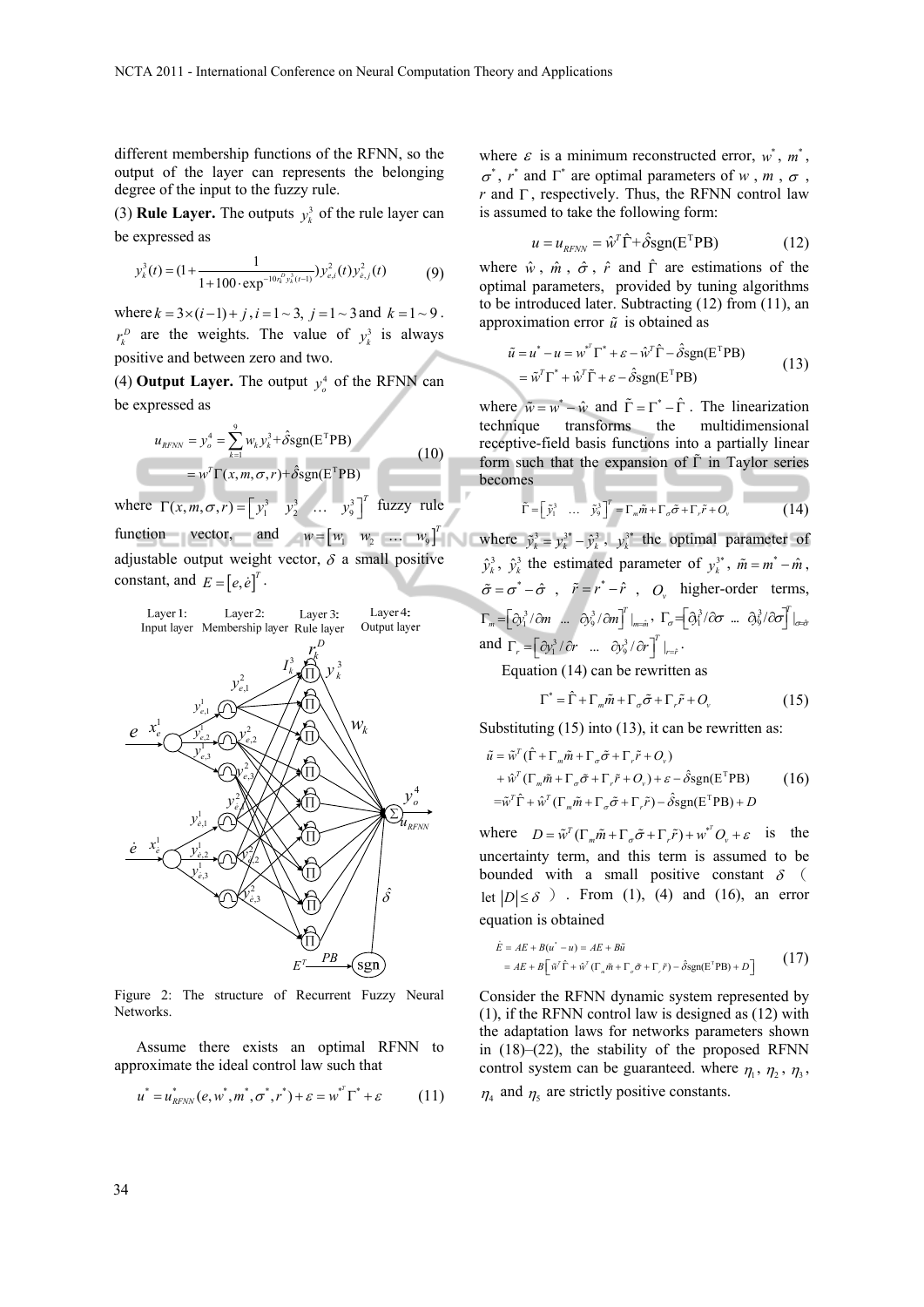different membership functions of the RFNN, so the output of the layer can represents the belonging degree of the input to the fuzzy rule.

(3) **Rule Layer.** The outputs $y_k^3$ of the rule layer can be expressed as

$$y_k^3(t) = (1 + \frac{1}{1 + 100 \cdot \exp^{-10 r_k^D y_k^3(t-1)}}) y_{e,i}^2(t) y_{\dot{e},j}^2(t) \tag{9}$$

where $k = 3 \times (i-1) + j$, $i = 1 \sim 3$, $j = 1 \sim 3$ and $k = 1 \sim 9$. $r_k^D$ are the weights. The value of $y_k^3$ is always positive and between zero and two.

(4) **Output Layer.** The output $y_o^4$ of the RFNN can be expressed as

$$\begin{aligned} u_{RFNN} = y_o^4 &= \sum_{k=1}^{9} w_k y_k^3 + \hat{\delta}\text{sgn}(\text{E}^\text{T}\text{PB}) \\ &= w^T \Gamma(x, m, \sigma, r) + \hat{\delta}\text{sgn}(\text{E}^\text{T}\text{PB}) \end{aligned} \tag{10}$$

where $\Gamma(x, m, \sigma, r) = \begin{bmatrix} y_1^3 & y_2^3 & \dots & y_9^3 \end{bmatrix}^T$ fuzzy rule function vector, and $w = \begin{bmatrix} w_1 & w_2 & \dots & w_9 \end{bmatrix}^T$ adjustable output weight vector, $\delta$ a small positive constant, and $E = \begin{bmatrix} e, \dot{e} \end{bmatrix}^T$.

Figure 2: The structure of Recurrent Fuzzy Neural Networks.

Assume there exists an optimal RFNN to approximate the ideal control law such that

$$u^* = u_{RFNN}^*(e, w^*, m^*, \sigma^*, r^*) + \varepsilon = w^{*T} \Gamma^* + \varepsilon \tag{11}$$

where $\varepsilon$ is a minimum reconstructed error, $w^*$, $m^*$, $\sigma^*$, $r^*$ and $\Gamma^*$ are optimal parameters of $w$, $m$, $\sigma$, $r$ and $\Gamma$, respectively. Thus, the RFNN control law is assumed to take the following form:

$$u = u_{RFNN} = \hat{w}^T \hat{\Gamma} + \hat{\delta}\text{sgn}(\text{E}^\text{T}\text{PB}) \tag{12}$$

where $\hat{w}$, $\hat{m}$, $\hat{\sigma}$, $\hat{r}$ and $\hat{\Gamma}$ are estimations of the optimal parameters, provided by tuning algorithms to be introduced later. Subtracting (12) from (11), an approximation error $\tilde{u}$ is obtained as

$$\begin{aligned} \tilde{u} = u^* - u &= w^{*T} \Gamma^* + \varepsilon - \hat{w}^T \hat{\Gamma} - \hat{\delta}\text{sgn}(\text{E}^\text{T}\text{PB}) \\ &= \tilde{w}^T \Gamma^* + \hat{w}^T \tilde{\Gamma} + \varepsilon - \hat{\delta}\text{sgn}(\text{E}^\text{T}\text{PB}) \end{aligned} \tag{13}$$

where $\tilde{w} = w^* - \hat{w}$ and $\tilde{\Gamma} = \Gamma^* - \hat{\Gamma}$. The linearization technique transforms the multidimensional receptive-field basis functions into a partially linear form such that the expansion of $\tilde{\Gamma}$ in Taylor series becomes

$$\tilde{\Gamma} = \begin{bmatrix} \tilde{y}_1^3 & \dots & \tilde{y}_9^3 \end{bmatrix}^T = \Gamma_m \tilde{m} + \Gamma_\sigma \tilde{\sigma} + \Gamma_r \tilde{r} + O_v \tag{14}$$

where $\tilde{y}_k^3 = y_k^{3*} - \hat{y}_k^3$, $y_k^{3*}$ the optimal parameter of $\hat{y}_k^3$, $\hat{y}_k^3$ the estimated parameter of $y_k^{3*}$, $\tilde{m} = m^* - \hat{m}$, $\tilde{\sigma} = \sigma^* - \hat{\sigma}$, $\tilde{r} = r^* - \hat{r}$, $O_v$ higher-order terms, $\Gamma_m = \begin{bmatrix} \partial y_1^3 / \partial m & \dots & \partial y_9^3 / \partial m \end{bmatrix}^T |_{m=\hat{m}}$, $\Gamma_\sigma = \begin{bmatrix} \partial y_1^3 / \partial \sigma & \dots & \partial y_9^3 / \partial \sigma \end{bmatrix}^T |_{\sigma=\hat{\sigma}}$ and $\Gamma_r = \begin{bmatrix} \partial y_1^3 / \partial r & \dots & \partial y_9^3 / \partial r \end{bmatrix}^T |_{r=\hat{r}}$.

Equation (14) can be rewritten as

$$\Gamma^* = \hat{\Gamma} + \Gamma_m \tilde{m} + \Gamma_\sigma \tilde{\sigma} + \Gamma_r \tilde{r} + O_v \tag{15}$$

Substituting (15) into (13), it can be rewritten as:

$$\begin{aligned} \tilde{u} &= \tilde{w}^T (\hat{\Gamma} + \Gamma_m \tilde{m} + \Gamma_\sigma \tilde{\sigma} + \Gamma_r \tilde{r} + O_v) \\ &\quad + \hat{w}^T (\Gamma_m \tilde{m} + \Gamma_\sigma \tilde{\sigma} + \Gamma_r \tilde{r} + O_v) + \varepsilon - \hat{\delta}\text{sgn}(\text{E}^\text{T}\text{PB}) \\ &= \tilde{w}^T \hat{\Gamma} + \hat{w}^T (\Gamma_m \tilde{m} + \Gamma_\sigma \tilde{\sigma} + \Gamma_r \tilde{r}) - \hat{\delta}\text{sgn}(\text{E}^\text{T}\text{PB}) + D \end{aligned} \tag{16}$$

where $D = \tilde{w}^T (\Gamma_m \tilde{m} + \Gamma_\sigma \tilde{\sigma} + \Gamma_r \tilde{r}) + w^{*T} O_v + \varepsilon$ is the uncertainty term, and this term is assumed to be bounded with a small positive constant $\delta$ ( let $|D| \le \delta$ ). From (1), (4) and (16), an error equation is obtained

$$\begin{aligned} \dot{E} &= AE + B(u^* - u) = AE + B\tilde{u} \\ &= AE + B\left[ \tilde{w}^T \hat{\Gamma} + \hat{w}^T (\Gamma_m \tilde{m} + \Gamma_\sigma \tilde{\sigma} + \Gamma_r \tilde{r}) - \hat{\delta}\text{sgn}(\text{E}^\text{T}\text{PB}) + D \right] \end{aligned} \tag{17}$$

Consider the RFNN dynamic system represented by (1), if the RFNN control law is designed as (12) with the adaptation laws for networks parameters shown in (18)–(22), the stability of the proposed RFNN control system can be guaranteed. where $\eta_1$, $\eta_2$, $\eta_3$, $\eta_4$ and $\eta_5$ are strictly positive constants.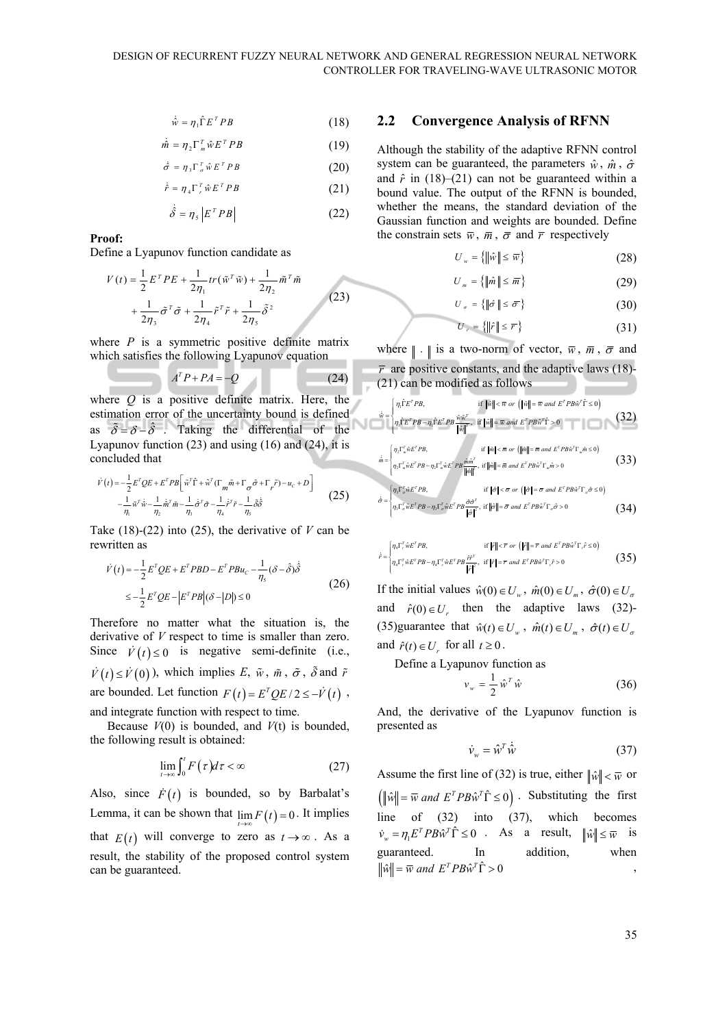$$\dot{\hat{w}} = \eta_1 \hat{\Gamma} E^T PB \tag{18}$$

$$\dot{\hat{m}} = \eta_2 \Gamma_m^T \hat{w} E^T PB \tag{19}$$

$$\dot{\hat{\sigma}} = \eta_3 \Gamma_\sigma^T \hat{w} E^T PB \tag{20}$$

$$\dot{\hat{r}} = \eta_4 \Gamma_r^T \hat{w} E^T PB \tag{21}$$

$$\dot{\hat{\delta}} = \eta_5 \left| E^T PB \right| \tag{22}$$

**Proof:**
Define a Lyapunov function candidate as

$$V(t) = \frac{1}{2} E^T PE + \frac{1}{2\eta_1} tr(\tilde{w}^T \tilde{w}) + \frac{1}{2\eta_2} \tilde{m}^T \tilde{m} + \frac{1}{2\eta_3} \tilde{\sigma}^T \tilde{\sigma} + \frac{1}{2\eta_4} \tilde{r}^T \tilde{r} + \frac{1}{2\eta_5} \tilde{\delta}^2 \tag{23}$$

where $P$ is a symmetric positive definite matrix which satisfies the following Lyapunov equation

$$A^T P + PA = -Q \tag{24}$$

where $Q$ is a positive definite matrix. Here, the estimation error of the uncertainty bound is defined as $\tilde{\delta} = \delta - \hat{\delta}$. Taking the differential of the Lyapunov function (23) and using (16) and (24), it is concluded that

$$\begin{aligned}\dot{V}(t) = &-\frac{1}{2} E^T QE + E^T PB \left[ \tilde{w}^T \hat{\Gamma} + \hat{w}^T (\Gamma_m \tilde{m} + \Gamma_\sigma \tilde{\sigma} + \Gamma_r \tilde{r}) - u_C + D \right] \\ &- \frac{1}{\eta_1} \tilde{w}^T \dot{\hat{w}} - \frac{1}{\eta_2} \dot{\hat{m}}^T \tilde{m} - \frac{1}{\eta_3} \dot{\hat{\sigma}}^T \tilde{\sigma} - \frac{1}{\eta_4} \dot{\hat{r}}^T \tilde{r} - \frac{1}{\eta_5} \tilde{\delta} \dot{\hat{\delta}}\end{aligned} \tag{25}$$

Take (18)-(22) into (25), the derivative of $V$ can be rewritten as

$$\begin{aligned}\dot{V}(t) &= -\frac{1}{2} E^T QE + E^T PBD - E^T PBu_C - \frac{1}{\eta_5} (\delta - \hat{\delta}) \dot{\hat{\delta}} \\ &\leq -\frac{1}{2} E^T QE - \left| E^T PB \right| (\delta - |D|) \leq 0\end{aligned} \tag{26}$$

Therefore no matter what the situation is, the derivative of $V$ respect to time is smaller than zero. Since $\dot{V}(t) \leq 0$ is negative semi-definite (i.e., $\dot{V}(t) \leq \dot{V}(0)$), which implies $E$, $\tilde{w}$, $\tilde{m}$, $\tilde{\sigma}$, $\tilde{\delta}$ and $\tilde{r}$ are bounded. Let function $F(t) = E^T QE/2 \leq -\dot{V}(t)$, and integrate function with respect to time.

Because $V(0)$ is bounded, and $V(t)$ is bounded, the following result is obtained:

$$\lim_{t \to \infty} \int_0^t F(\tau) d\tau < \infty \tag{27}$$

Also, since $\dot{F}(t)$ is bounded, so by Barbalat's Lemma, it can be shown that $\lim_{t \to \infty} F(t) = 0$. It implies that $E(t)$ will converge to zero as $t \to \infty$. As a result, the stability of the proposed control system can be guaranteed.

## 2.2 Convergence Analysis of RFNN

Although the stability of the adaptive RFNN control system can be guaranteed, the parameters $\hat{w}$, $\hat{m}$, $\hat{\sigma}$ and $\hat{r}$ in (18)–(21) can not be guaranteed within a bound value. The output of the RFNN is bounded, whether the means, the standard deviation of the Gaussian function and weights are bounded. Define the constrain sets $\overline{w}$, $\overline{m}$, $\overline{\sigma}$ and $\overline{r}$ respectively

$$U_w = \left\{ \|\hat{w}\| \leq \overline{w} \right\} \tag{28}$$

$$U_m = \left\{ \|\hat{m}\| \leq \overline{m} \right\} \tag{29}$$

$$U_\sigma = \left\{ \|\hat{\sigma}\| \leq \overline{\sigma} \right\} \tag{30}$$

$$U_r = \left\{ \|\hat{r}\| \leq \overline{r} \right\} \tag{31}$$

where $\| \cdot \|$ is a two-norm of vector, $\overline{w}$, $\overline{m}$, $\overline{\sigma}$ and $\overline{r}$ are positive constants, and the adaptive laws (18)-(21) can be modified as follows

$$\dot{\hat{w}} = \begin{cases} \eta_1 \hat{\Gamma} E^T PB, & \text{if } \|\hat{w}\| < \overline{w} \text{ or } \left( \|\hat{w}\| = \overline{w} \text{ and } E^T PB \hat{w}^T \hat{\Gamma} \leq 0 \right) \\ \eta_1 \hat{\Gamma} E^T PB - \eta_1 \hat{\Gamma} E^T PB \dfrac{\hat{w}\hat{w}^T}{\|\hat{w}\|^2}, & \text{if } \|\hat{w}\| = \overline{w} \text{ and } E^T PB \hat{w}^T \hat{\Gamma} > 0 \end{cases} \tag{32}$$

$$\dot{\hat{m}} = \begin{cases} \eta_2 \Gamma_m^T \hat{w} E^T PB, & \text{if } \|\hat{m}\| < \overline{m} \text{ or } \left( \|\hat{m}\| = \overline{m} \text{ and } E^T PB \hat{w}^T \Gamma_m \hat{m} \leq 0 \right) \\ \eta_2 \Gamma_m^T \hat{w} E^T PB - \eta_2 \Gamma_m^T \hat{w} E^T PB \dfrac{\hat{m}\hat{m}^T}{\|\hat{m}\|^2}, & \text{if } \|\hat{m}\| = \overline{m} \text{ and } E^T PB \hat{w}^T \Gamma_m \hat{m} > 0 \end{cases} \tag{33}$$

$$\dot{\hat{\sigma}} = \begin{cases} \eta_3 \Gamma_\sigma^T \hat{w} E^T PB, & \text{if } \|\hat{\sigma}\| < \overline{\sigma} \text{ or } \left( \|\hat{\sigma}\| = \overline{\sigma} \text{ and } E^T PB \hat{w}^T \Gamma_\sigma \hat{\sigma} \leq 0 \right) \\ \eta_3 \Gamma_\sigma^T \hat{w} E^T PB - \eta_3 \Gamma_\sigma^T \hat{w} E^T PB \dfrac{\hat{\sigma}\hat{\sigma}^T}{\|\hat{\sigma}\|^2}, & \text{if } \|\hat{\sigma}\| = \overline{\sigma} \text{ and } E^T PB \hat{w}^T \Gamma_\sigma \hat{\sigma} > 0 \end{cases} \tag{34}$$

$$\dot{\hat{r}} = \begin{cases} \eta_4 \Gamma_r^T \hat{w} E^T PB, & \text{if } \|\hat{r}\| < \overline{r} \text{ or } \left( \|\hat{r}\| = \overline{r} \text{ and } E^T PB \hat{w}^T \Gamma_r \hat{r} \leq 0 \right) \\ \eta_4 \Gamma_r^T \hat{w} E^T PB - \eta_4 \Gamma_r^T \hat{w} E^T PB \dfrac{\hat{r}\hat{r}^T}{\|\hat{r}\|^2}, & \text{if } \|\hat{r}\| = \overline{r} \text{ and } E^T PB \hat{w}^T \Gamma_r \hat{r} > 0 \end{cases} \tag{35}$$

If the initial values $\hat{w}(0) \in U_w$, $\hat{m}(0) \in U_m$, $\hat{\sigma}(0) \in U_\sigma$ and $\hat{r}(0) \in U_r$ then the adaptive laws (32)-(35)guarantee that $\hat{w}(t) \in U_w$, $\hat{m}(t) \in U_m$, $\hat{\sigma}(t) \in U_\sigma$ and $\hat{r}(t) \in U_r$ for all $t \geq 0$.

Define a Lyapunov function as

$$v_w = \frac{1}{2} \hat{w}^T \hat{w} \tag{36}$$

And, the derivative of the Lyapunov function is presented as

$$\dot{v}_w = \hat{w}^T \dot{\hat{w}} \tag{37}$$

Assume the first line of (32) is true, either $\|\hat{w}\| < \overline{w}$ or $\left( \|\hat{w}\| = \overline{w} \text{ and } E^T PB \hat{w}^T \hat{\Gamma} \leq 0 \right)$. Substituting the first line of (32) into (37), which becomes $\dot{v}_w = \eta_1 E^T PB \hat{w}^T \hat{\Gamma} \leq 0$. As a result, $\|\hat{w}\| \leq \overline{w}$ is guaranteed. In addition, when $\|\hat{w}\| = \overline{w} \text{ and } E^T PB \hat{w}^T \hat{\Gamma} > 0$,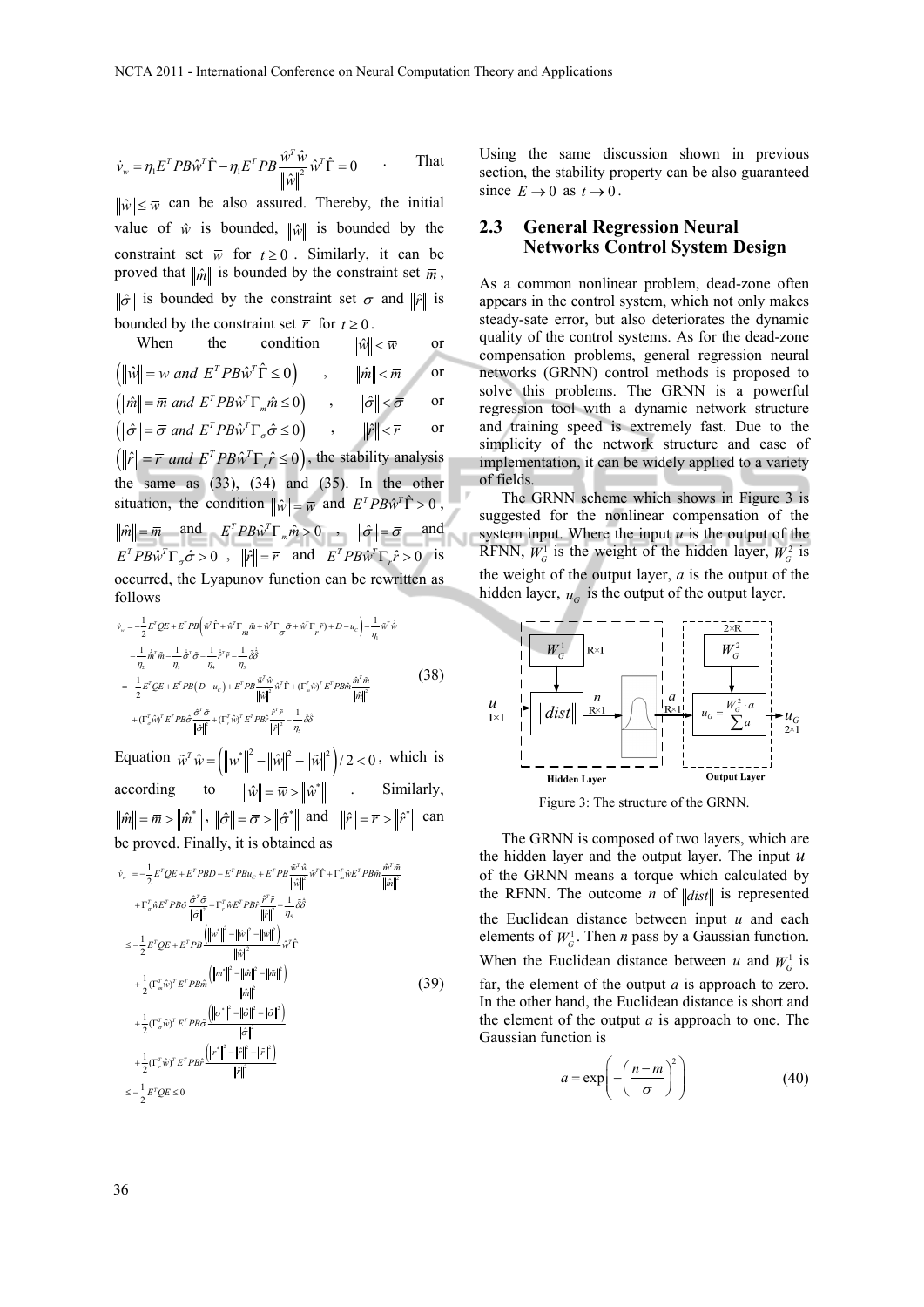$\dot{v}_w = \eta_1 E^T PB\hat{w}^T\hat{\Gamma} - \eta_1 E^T PB\frac{\hat{w}^T\hat{w}}{\|\hat{w}\|^2}\hat{w}^T\hat{\Gamma} = 0$ . That $\|\hat{w}\| \le \bar{w}$ can be also assured. Thereby, the initial value of $\hat{w}$ is bounded, $\|\hat{w}\|$ is bounded by the constraint set $\bar{w}$ for $t \ge 0$ . Similarly, it can be proved that $\|\hat{m}\|$ is bounded by the constraint set $\bar{m}$ , $\|\hat{\sigma}\|$ is bounded by the constraint set $\bar{\sigma}$ and $\|\hat{r}\|$ is bounded by the constraint set $\bar{r}$ for $t \ge 0$ .

When the condition $\|\hat{w}\| < \bar{w}$ or $\left(\|\hat{w}\| = \bar{w} \text{ and } E^T PB\hat{w}^T\hat{\Gamma} \le 0\right)$ , $\|\hat{m}\| < \bar{m}$ or $\left(\|\hat{m}\| = \bar{m} \text{ and } E^T PB\hat{w}^T\Gamma_m\hat{m} \le 0\right)$ , $\|\hat{\sigma}\| < \bar{\sigma}$ or $\left(\|\hat{\sigma}\| = \bar{\sigma} \text{ and } E^T PB\hat{w}^T\Gamma_\sigma\hat{\sigma} \le 0\right)$ , $\|\hat{r}\| < \bar{r}$ or $\left(\|\hat{r}\| = \bar{r} \text{ and } E^T PB\hat{w}^T\Gamma_r\hat{r} \le 0\right)$, the stability analysis the same as (33), (34) and (35). In the other situation, the condition $\|\hat{w}\| = \bar{w}$ and $E^T PB\hat{w}^T\hat{\Gamma} > 0$ , $\|\hat{m}\| = \bar{m}$ and $E^T PB\hat{w}^T\Gamma_m\hat{m} > 0$ , $\|\hat{\sigma}\| = \bar{\sigma}$ and $E^T PB\hat{w}^T\Gamma_\sigma\hat{\sigma} > 0$ , $\|\hat{r}\| = \bar{r}$ and $E^T PB\hat{w}^T\Gamma_r\hat{r} > 0$ is occurred, the Lyapunov function can be rewritten as follows

$$
\begin{aligned}
\dot{v}_w &= -\frac{1}{2}E^T QE + E^T PB\left(\tilde{w}^T\hat{\Gamma} + \hat{w}^T\Gamma_m\tilde{m} + \hat{w}^T\Gamma_\sigma\tilde{\sigma} + \hat{w}^T\Gamma_r\tilde{r}\right) + D - u_C\Big) - \frac{1}{\eta_1}\tilde{w}^T\dot{\hat{w}} \\
&\quad - \frac{1}{\eta_2}\tilde{m}^T\dot{\hat{m}} - \frac{1}{\eta_3}\tilde{\sigma}^T\dot{\hat{\sigma}} - \frac{1}{\eta_4}\tilde{r}^T\dot{\hat{r}} - \frac{1}{\eta_5}\tilde{\delta}\dot{\hat{\delta}} \\
&= -\frac{1}{2}E^T QE + E^T PB\left(D - u_C\right) + E^T PB\frac{\tilde{w}^T\hat{w}}{\|\hat{w}\|^2}\hat{w}^T\hat{\Gamma} + (\Gamma_m^T\hat{w})^T E^T PB\hat{m}\frac{\tilde{m}^T\hat{m}}{\|\hat{m}\|^2} \\
&\quad + (\Gamma_\sigma^T\hat{w})^T E^T PB\hat{\sigma}\frac{\tilde{\sigma}^T\hat{\sigma}}{\|\hat{\sigma}\|^2} + (\Gamma_r^T\hat{w})^T E^T PB\hat{r}\frac{\tilde{r}^T\hat{r}}{\|\hat{r}\|^2} - \frac{1}{\eta_5}\tilde{\delta}\dot{\hat{\delta}}
\end{aligned}
\tag{38}
$$

Equation $\tilde{w}^T\hat{w} = \left(\|w^*\|^2 - \|\hat{w}\|^2 - \|\tilde{w}\|^2\right)/2 < 0$ , which is according to $\|\hat{w}\| = \bar{w} > \|\hat{w}^*\|$ . Similarly, $\|\hat{m}\| = \bar{m} > \|\hat{m}^*\|$, $\|\hat{\sigma}\| = \bar{\sigma} > \|\hat{\sigma}^*\|$ and $\|\hat{r}\| = \bar{r} > \|\hat{r}^*\|$ can be proved. Finally, it is obtained as

$$
\begin{aligned}
\dot{v}_w &= -\frac{1}{2}E^T QE + E^T PBD - E^T PBu_C + E^T PB\frac{\tilde{w}^T\hat{w}}{\|\hat{w}\|^2}\hat{w}^T\hat{\Gamma} + \Gamma_m^T\hat{w}E^T PB\hat{m}\frac{\tilde{m}^T\hat{m}}{\|\hat{m}\|^2} \\
&\quad + \Gamma_\sigma^T\hat{w}E^T PB\hat{\sigma}\frac{\tilde{\sigma}^T\hat{\sigma}}{\|\hat{\sigma}\|^2} + \Gamma_r^T\hat{w}E^T PB\hat{r}\frac{\tilde{r}^T\hat{r}}{\|\hat{r}\|^2} - \frac{1}{\eta_5}\tilde{\delta}\dot{\hat{\delta}} \\
&\le -\frac{1}{2}E^T QE + E^T PB\frac{\left(\|w^*\|^2 - \|\hat{w}\|^2 - \|\tilde{w}\|^2\right)}{\|\hat{w}\|^2}\hat{w}^T\hat{\Gamma} \\
&\quad + \frac{1}{2}(\Gamma_m^T\hat{w})^T E^T PB\hat{m}\frac{\left(\|m^*\|^2 - \|\hat{m}\|^2 - \|\tilde{m}\|^2\right)}{\|\hat{m}\|^2} \\
&\quad + \frac{1}{2}(\Gamma_\sigma^T\hat{w})^T E^T PB\hat{\sigma}\frac{\left(\|\sigma^*\|^2 - \|\hat{\sigma}\|^2 - \|\tilde{\sigma}\|^2\right)}{\|\hat{\sigma}\|^2} \\
&\quad + \frac{1}{2}(\Gamma_r^T\hat{w})^T E^T PB\hat{r}\frac{\left(\|r^*\|^2 - \|\hat{r}\|^2 - \|\tilde{r}\|^2\right)}{\|\hat{r}\|^2} \\
&\le -\frac{1}{2}E^T QE \le 0
\end{aligned}
\tag{39}
$$

Using the same discussion shown in previous section, the stability property can be also guaranteed since $E \to 0$ as $t \to 0$.

## 2.3 General Regression Neural Networks Control System Design

As a common nonlinear problem, dead-zone often appears in the control system, which not only makes steady-sate error, but also deteriorates the dynamic quality of the control systems. As for the dead-zone compensation problems, general regression neural networks (GRNN) control methods is proposed to solve this problems. The GRNN is a powerful regression tool with a dynamic network structure and training speed is extremely fast. Due to the simplicity of the network structure and ease of implementation, it can be widely applied to a variety of fields.

The GRNN scheme which shows in Figure 3 is suggested for the nonlinear compensation of the system input. Where the input *u* is the output of the RFNN, $W_G^1$ is the weight of the hidden layer, $W_G^2$ is the weight of the output layer, *a* is the output of the hidden layer, $u_G$ is the output of the output layer.

Figure 3: The structure of the GRNN.

The GRNN is composed of two layers, which are the hidden layer and the output layer. The input *u* of the GRNN means a torque which calculated by the RFNN. The outcome *n* of $\|dist\|$ is represented the Euclidean distance between input *u* and each elements of $W_G^1$. Then *n* pass by a Gaussian function. When the Euclidean distance between *u* and $W_G^1$ is far, the element of the output *a* is approach to zero. In the other hand, the Euclidean distance is short and the element of the output *a* is approach to one. The Gaussian function is

$$
a = \exp\left(-\left(\frac{n-m}{\sigma}\right)^2\right) \tag{40}
$$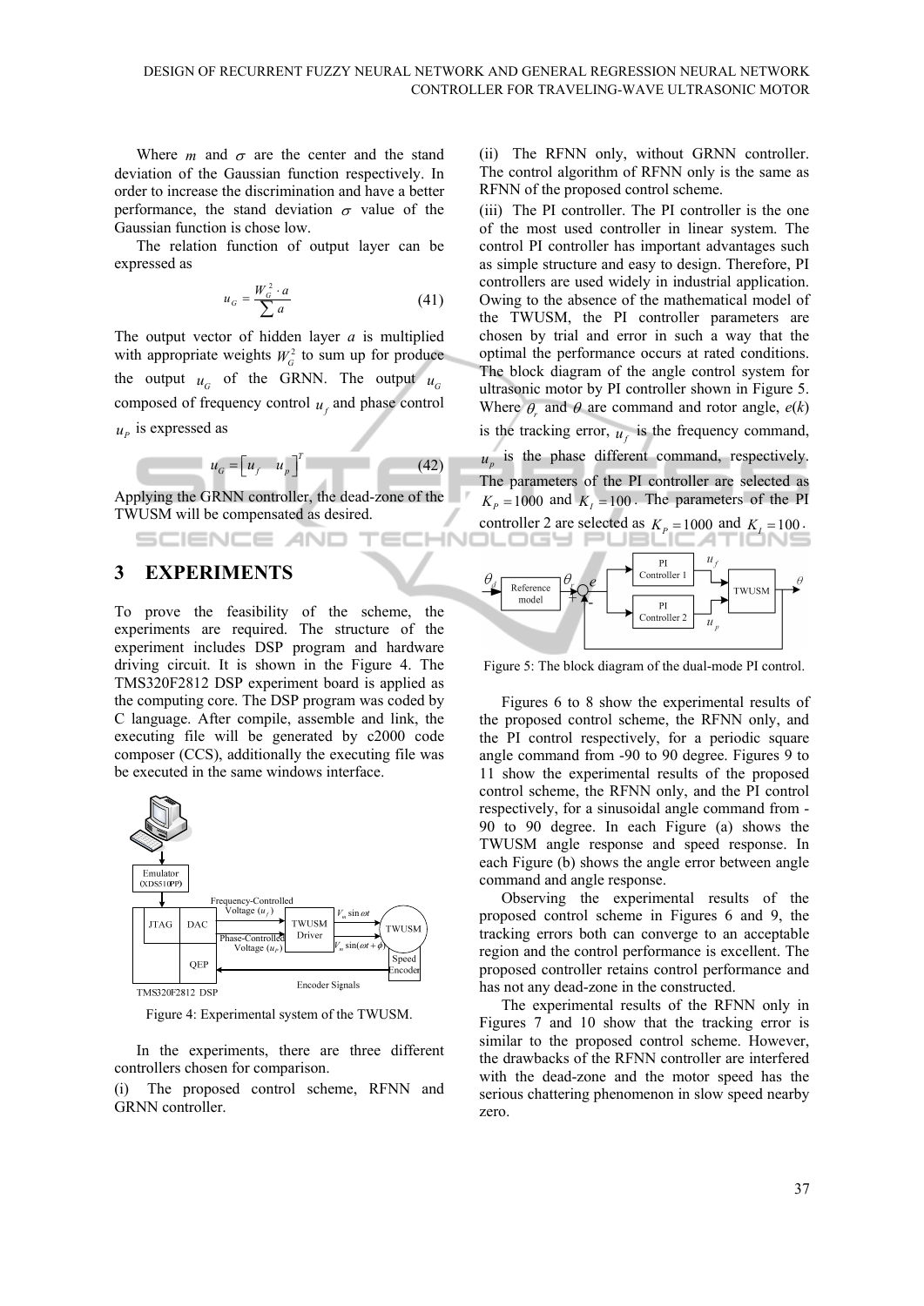Where $m$ and $\sigma$ are the center and the stand deviation of the Gaussian function respectively. In order to increase the discrimination and have a better performance, the stand deviation $\sigma$ value of the Gaussian function is chose low.

The relation function of output layer can be expressed as

$$u_G = \frac{W_G^2 \cdot a}{\sum a} \tag{41}$$

The output vector of hidden layer $a$ is multiplied with appropriate weights $W_G^2$ to sum up for produce the output $u_G$ of the GRNN. The output $u_G$ composed of frequency control $u_f$ and phase control $u_P$ is expressed as

$$u_G = \begin{bmatrix} u_f & u_P \end{bmatrix}^T \tag{42}$$

Applying the GRNN controller, the dead-zone of the TWUSM will be compensated as desired.

## 3 EXPERIMENTS

To prove the feasibility of the scheme, the experiments are required. The structure of the experiment includes DSP program and hardware driving circuit. It is shown in the Figure 4. The TMS320F2812 DSP experiment board is applied as the computing core. The DSP program was coded by C language. After compile, assemble and link, the executing file will be generated by c2000 code composer (CCS), additionally the executing file was be executed in the same windows interface.

Figure 4: Experimental system of the TWUSM.

In the experiments, there are three different controllers chosen for comparison.

(i) The proposed control scheme, RFNN and GRNN controller.

(ii) The RFNN only, without GRNN controller. The control algorithm of RFNN only is the same as RFNN of the proposed control scheme.

(iii) The PI controller. The PI controller is the one of the most used controller in linear system. The control PI controller has important advantages such as simple structure and easy to design. Therefore, PI controllers are used widely in industrial application. Owing to the absence of the mathematical model of the TWUSM, the PI controller parameters are chosen by trial and error in such a way that the optimal the performance occurs at rated conditions. The block diagram of the angle control system for ultrasonic motor by PI controller shown in Figure 5. Where $\theta_r$ and $\theta$ are command and rotor angle, $e(k)$ is the tracking error, $u_f$ is the frequency command, $u_p$ is the phase different command, respectively. The parameters of the PI controller are selected as $K_P = 1000$ and $K_I = 100$. The parameters of the PI controller 2 are selected as $K_P = 1000$ and $K_I = 100$.

Figure 5: The block diagram of the dual-mode PI control.

Figures 6 to 8 show the experimental results of the proposed control scheme, the RFNN only, and the PI control respectively, for a periodic square angle command from -90 to 90 degree. Figures 9 to 11 show the experimental results of the proposed control scheme, the RFNN only, and the PI control respectively, for a sinusoidal angle command from -90 to 90 degree. In each Figure (a) shows the TWUSM angle response and speed response. In each Figure (b) shows the angle error between angle command and angle response.

Observing the experimental results of the proposed control scheme in Figures 6 and 9, the tracking errors both can converge to an acceptable region and the control performance is excellent. The proposed controller retains control performance and has not any dead-zone in the constructed.

The experimental results of the RFNN only in Figures 7 and 10 show that the tracking error is similar to the proposed control scheme. However, the drawbacks of the RFNN controller are interfered with the dead-zone and the motor speed has the serious chattering phenomenon in slow speed nearby zero.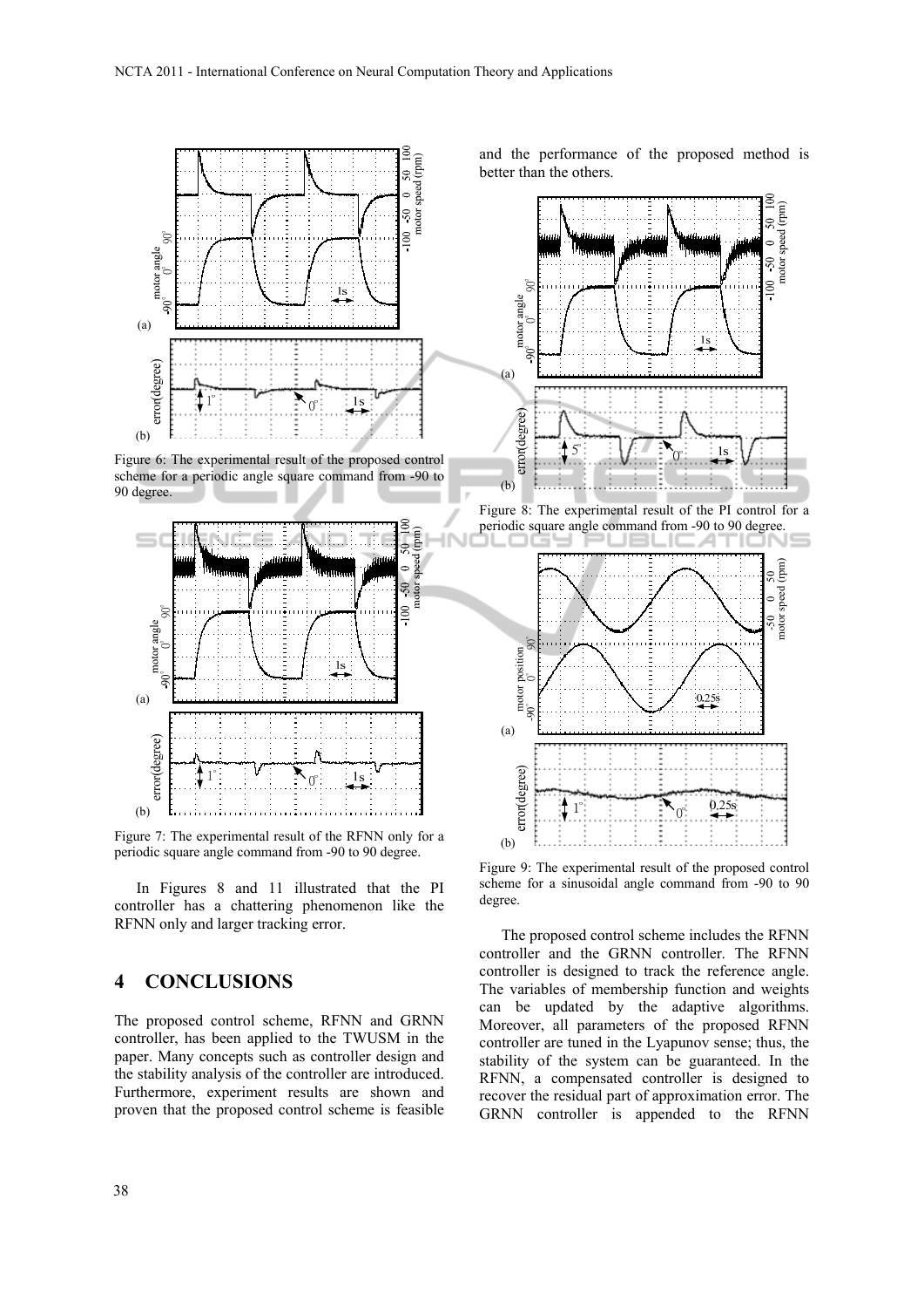Figure 6: The experimental result of the proposed control scheme for a periodic angle square command from -90 to 90 degree.

Figure 7: The experimental result of the RFNN only for a periodic square angle command from -90 to 90 degree.

In Figures 8 and 11 illustrated that the PI controller has a chattering phenomenon like the RFNN only and larger tracking error.

## 4 CONCLUSIONS

The proposed control scheme, RFNN and GRNN controller, has been applied to the TWUSM in the paper. Many concepts such as controller design and the stability analysis of the controller are introduced. Furthermore, experiment results are shown and proven that the proposed control scheme is feasible and the performance of the proposed method is better than the others.

Figure 8: The experimental result of the PI control for a periodic square angle command from -90 to 90 degree.

Figure 9: The experimental result of the proposed control scheme for a sinusoidal angle command from -90 to 90 degree.

The proposed control scheme includes the RFNN controller and the GRNN controller. The RFNN controller is designed to track the reference angle. The variables of membership function and weights can be updated by the adaptive algorithms. Moreover, all parameters of the proposed RFNN controller are tuned in the Lyapunov sense; thus, the stability of the system can be guaranteed. In the RFNN, a compensated controller is designed to recover the residual part of approximation error. The GRNN controller is appended to the RFNN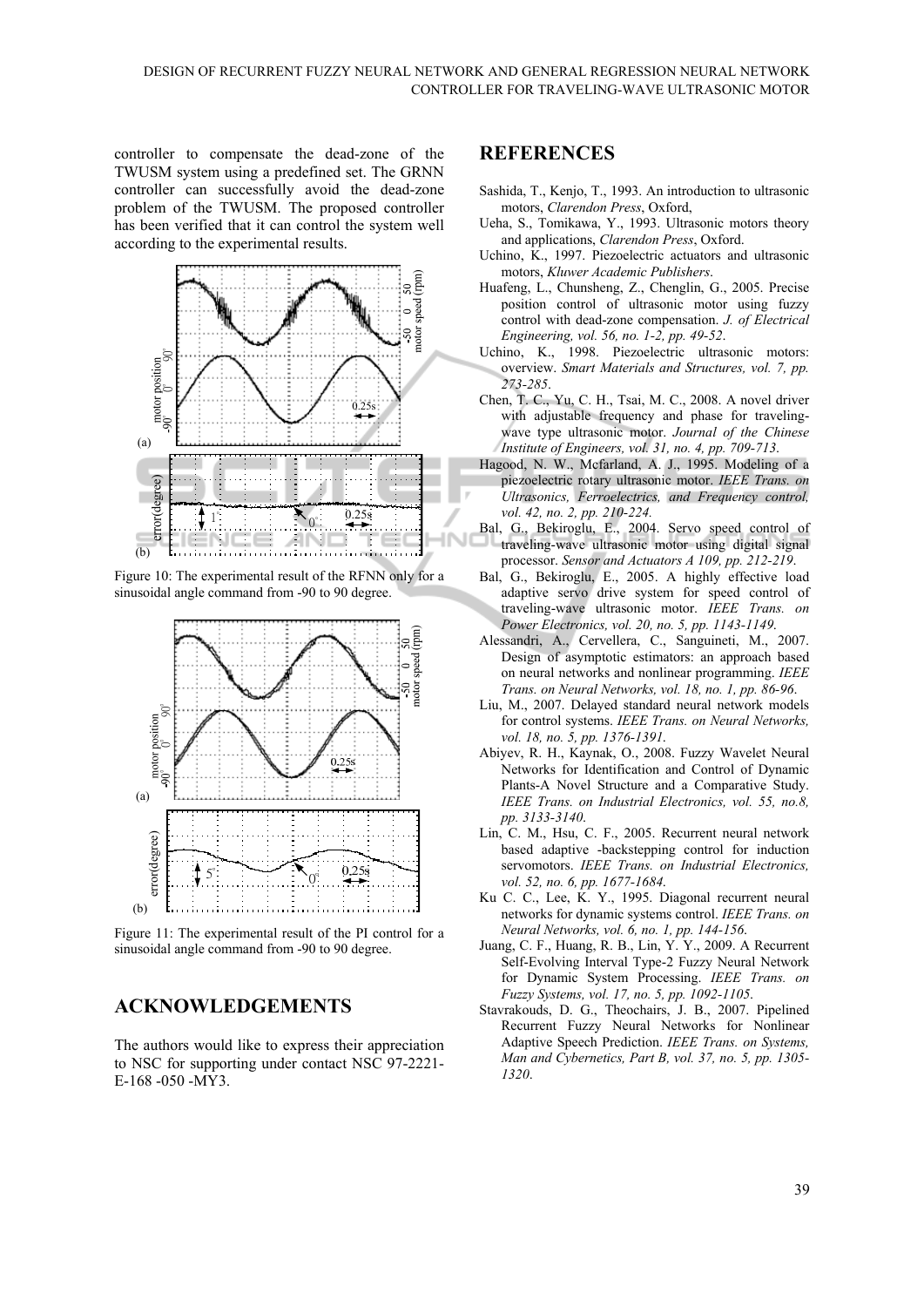controller to compensate the dead-zone of the TWUSM system using a predefined set. The GRNN controller can successfully avoid the dead-zone problem of the TWUSM. The proposed controller has been verified that it can control the system well according to the experimental results.

Figure 10: The experimental result of the RFNN only for a sinusoidal angle command from -90 to 90 degree.

Figure 11: The experimental result of the PI control for a sinusoidal angle command from -90 to 90 degree.

## ACKNOWLEDGEMENTS

The authors would like to express their appreciation to NSC for supporting under contact NSC 97-2221-E-168 -050 -MY3.

## REFERENCES

Sashida, T., Kenjo, T., 1993. An introduction to ultrasonic motors, *Clarendon Press*, Oxford,

Ueha, S., Tomikawa, Y., 1993. Ultrasonic motors theory and applications, *Clarendon Press*, Oxford.

Uchino, K., 1997. Piezoelectric actuators and ultrasonic motors, *Kluwer Academic Publishers*.

Huafeng, L., Chunsheng, Z., Chenglin, G., 2005. Precise position control of ultrasonic motor using fuzzy control with dead-zone compensation. *J. of Electrical Engineering, vol. 56, no. 1-2, pp. 49-52*.

Uchino, K., 1998. Piezoelectric ultrasonic motors: overview. *Smart Materials and Structures, vol. 7, pp. 273-285*.

Chen, T. C., Yu, C. H., Tsai, M. C., 2008. A novel driver with adjustable frequency and phase for traveling-wave type ultrasonic motor. *Journal of the Chinese Institute of Engineers, vol. 31, no. 4, pp. 709-713*.

Hagood, N. W., Mcfarland, A. J., 1995. Modeling of a piezoelectric rotary ultrasonic motor. *IEEE Trans. on Ultrasonics, Ferroelectrics, and Frequency control, vol. 42, no. 2, pp. 210-224*.

Bal, G., Bekiroglu, E., 2004. Servo speed control of traveling-wave ultrasonic motor using digital signal processor. *Sensor and Actuators A 109, pp. 212-219*.

Bal, G., Bekiroglu, E., 2005. A highly effective load adaptive servo drive system for speed control of traveling-wave ultrasonic motor. *IEEE Trans. on Power Electronics, vol. 20, no. 5, pp. 1143-1149*.

Alessandri, A., Cervellera, C., Sanguineti, M., 2007. Design of asymptotic estimators: an approach based on neural networks and nonlinear programming. *IEEE Trans. on Neural Networks, vol. 18, no. 1, pp. 86-96*.

Liu, M., 2007. Delayed standard neural network models for control systems. *IEEE Trans. on Neural Networks, vol. 18, no. 5, pp. 1376-1391*.

Abiyev, R. H., Kaynak, O., 2008. Fuzzy Wavelet Neural Networks for Identification and Control of Dynamic Plants-A Novel Structure and a Comparative Study. *IEEE Trans. on Industrial Electronics, vol. 55, no.8, pp. 3133-3140*.

Lin, C. M., Hsu, C. F., 2005. Recurrent neural network based adaptive -backstepping control for induction servomotors. *IEEE Trans. on Industrial Electronics, vol. 52, no. 6, pp. 1677-1684*.

Ku C. C., Lee, K. Y., 1995. Diagonal recurrent neural networks for dynamic systems control. *IEEE Trans. on Neural Networks, vol. 6, no. 1, pp. 144-156*.

Juang, C. F., Huang, R. B., Lin, Y. Y., 2009. A Recurrent Self-Evolving Interval Type-2 Fuzzy Neural Network for Dynamic System Processing. *IEEE Trans. on Fuzzy Systems, vol. 17, no. 5, pp. 1092-1105*.

Stavrakouds, D. G., Theochairs, J. B., 2007. Pipelined Recurrent Fuzzy Neural Networks for Nonlinear Adaptive Speech Prediction. *IEEE Trans. on Systems, Man and Cybernetics, Part B, vol. 37, no. 5, pp. 1305-1320*.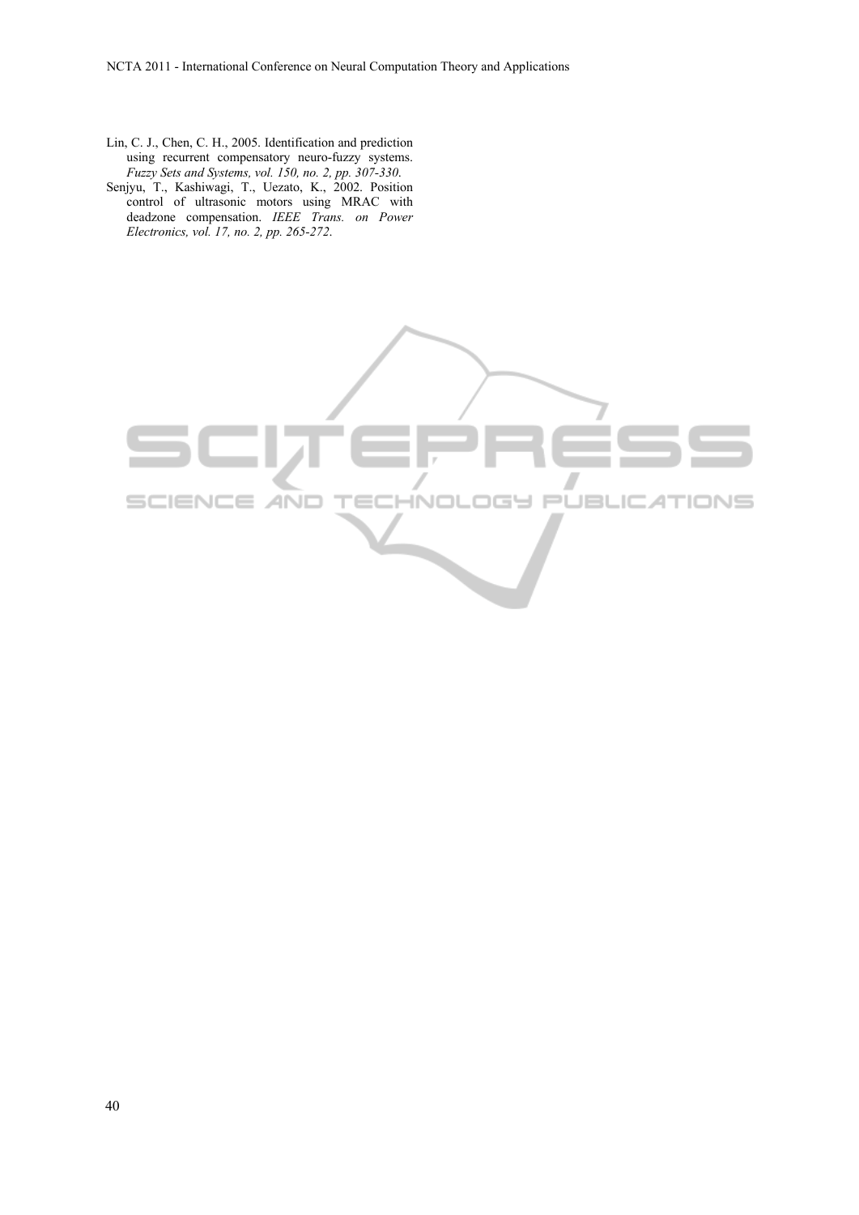Lin, C. J., Chen, C. H., 2005. Identification and prediction using recurrent compensatory neuro-fuzzy systems. *Fuzzy Sets and Systems, vol. 150, no. 2, pp. 307-330*.

Senjyu, T., Kashiwagi, T., Uezato, K., 2002. Position control of ultrasonic motors using MRAC with deadzone compensation. *IEEE Trans. on Power Electronics, vol. 17, no. 2, pp. 265-272*.